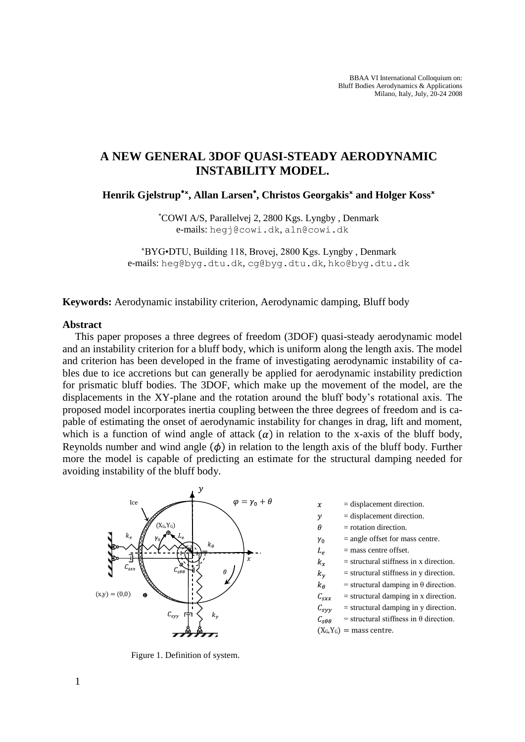# A NEW GENERAL 3DOF QUASI-STEADY AERODYNAMIC INSTABILITY MODEL.

**Henrik Gjelstrup[*×], Allan Larsen[*], Christos Georgakis[×] and Holger Koss[×]**

[*]COWI A/S, Parallelvej 2, 2800 Kgs. Lyngby , Denmark
e-mails: hegj@cowi.dk, aln@cowi.dk

[×]BYG•DTU, Building 118, Brovej, 2800 Kgs. Lyngby , Denmark
e-mails: heg@byg.dtu.dk, cg@byg.dtu.dk, hko@byg.dtu.dk

**Keywords:** Aerodynamic instability criterion, Aerodynamic damping, Bluff body

## Abstract

This paper proposes a three degrees of freedom (3DOF) quasi-steady aerodynamic model and an instability criterion for a bluff body, which is uniform along the length axis. The model and criterion has been developed in the frame of investigating aerodynamic instability of cables due to ice accretions but can generally be applied for aerodynamic instability prediction for prismatic bluff bodies. The 3DOF, which make up the movement of the model, are the displacements in the XY-plane and the rotation around the bluff body's rotational axis. The proposed model incorporates inertia coupling between the three degrees of freedom and is capable of estimating the onset of aerodynamic instability for changes in drag, lift and moment, which is a function of wind angle of attack $(\alpha)$ in relation to the x-axis of the bluff body, Reynolds number and wind angle $(\phi)$ in relation to the length axis of the bluff body. Further more the model is capable of predicting an estimate for the structural damping needed for avoiding instability of the bluff body.

Ice

$\varphi = \gamma_0 + \theta$

$(X_G,Y_G)$

$k_x$ $\gamma_0$ $L_e$ $k_\theta$

$C_{sxx}$ $C_{s\theta\theta}$ $\theta$

$(x,y) = (0,0)$

$C_{syy}$ $k_y$

$x$ = displacement direction.
$y$ = displacement direction.
$\theta$ = rotation direction.
$\gamma_0$ = angle offset for mass centre.
$L_e$ = mass centre offset.
$k_x$ = structural stiffness in x direction.
$k_y$ = structural stiffness in y direction.
$k_\theta$ = structural damping in θ direction.
$C_{sxx}$ = structural damping in x direction.
$C_{syy}$ = structural damping in y direction.
$C_{s\theta\theta}$ = structural stiffness in θ direction.
$(X_G,Y_G)$ = mass centre.

Figure 1. Definition of system.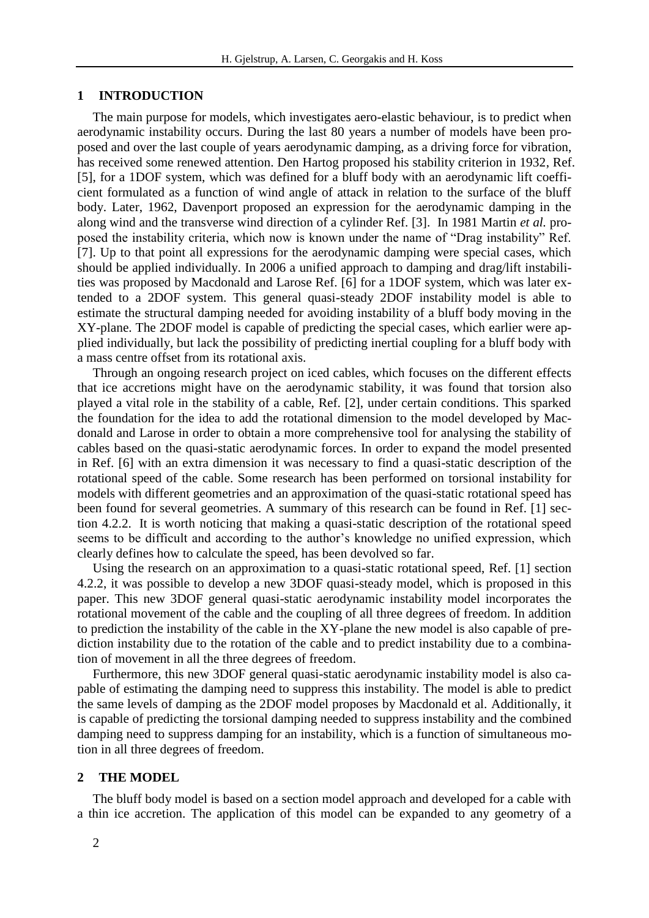## 1 INTRODUCTION

The main purpose for models, which investigates aero-elastic behaviour, is to predict when aerodynamic instability occurs. During the last 80 years a number of models have been proposed and over the last couple of years aerodynamic damping, as a driving force for vibration, has received some renewed attention. Den Hartog proposed his stability criterion in 1932, Ref. [5], for a 1DOF system, which was defined for a bluff body with an aerodynamic lift coefficient formulated as a function of wind angle of attack in relation to the surface of the bluff body. Later, 1962, Davenport proposed an expression for the aerodynamic damping in the along wind and the transverse wind direction of a cylinder Ref. [3]. In 1981 Martin *et al.* proposed the instability criteria, which now is known under the name of "Drag instability" Ref. [7]. Up to that point all expressions for the aerodynamic damping were special cases, which should be applied individually. In 2006 a unified approach to damping and drag/lift instabilities was proposed by Macdonald and Larose Ref. [6] for a 1DOF system, which was later extended to a 2DOF system. This general quasi-steady 2DOF instability model is able to estimate the structural damping needed for avoiding instability of a bluff body moving in the XY-plane. The 2DOF model is capable of predicting the special cases, which earlier were applied individually, but lack the possibility of predicting inertial coupling for a bluff body with a mass centre offset from its rotational axis.

Through an ongoing research project on iced cables, which focuses on the different effects that ice accretions might have on the aerodynamic stability, it was found that torsion also played a vital role in the stability of a cable, Ref. [2], under certain conditions. This sparked the foundation for the idea to add the rotational dimension to the model developed by Macdonald and Larose in order to obtain a more comprehensive tool for analysing the stability of cables based on the quasi-static aerodynamic forces. In order to expand the model presented in Ref. [6] with an extra dimension it was necessary to find a quasi-static description of the rotational speed of the cable. Some research has been performed on torsional instability for models with different geometries and an approximation of the quasi-static rotational speed has been found for several geometries. A summary of this research can be found in Ref. [1] section 4.2.2. It is worth noticing that making a quasi-static description of the rotational speed seems to be difficult and according to the author's knowledge no unified expression, which clearly defines how to calculate the speed, has been devolved so far.

Using the research on an approximation to a quasi-static rotational speed, Ref. [1] section 4.2.2, it was possible to develop a new 3DOF quasi-steady model, which is proposed in this paper. This new 3DOF general quasi-static aerodynamic instability model incorporates the rotational movement of the cable and the coupling of all three degrees of freedom. In addition to prediction the instability of the cable in the XY-plane the new model is also capable of prediction instability due to the rotation of the cable and to predict instability due to a combination of movement in all the three degrees of freedom.

Furthermore, this new 3DOF general quasi-static aerodynamic instability model is also capable of estimating the damping need to suppress this instability. The model is able to predict the same levels of damping as the 2DOF model proposes by Macdonald et al. Additionally, it is capable of predicting the torsional damping needed to suppress instability and the combined damping need to suppress damping for an instability, which is a function of simultaneous motion in all three degrees of freedom.

## 2 THE MODEL

The bluff body model is based on a section model approach and developed for a cable with a thin ice accretion. The application of this model can be expanded to any geometry of a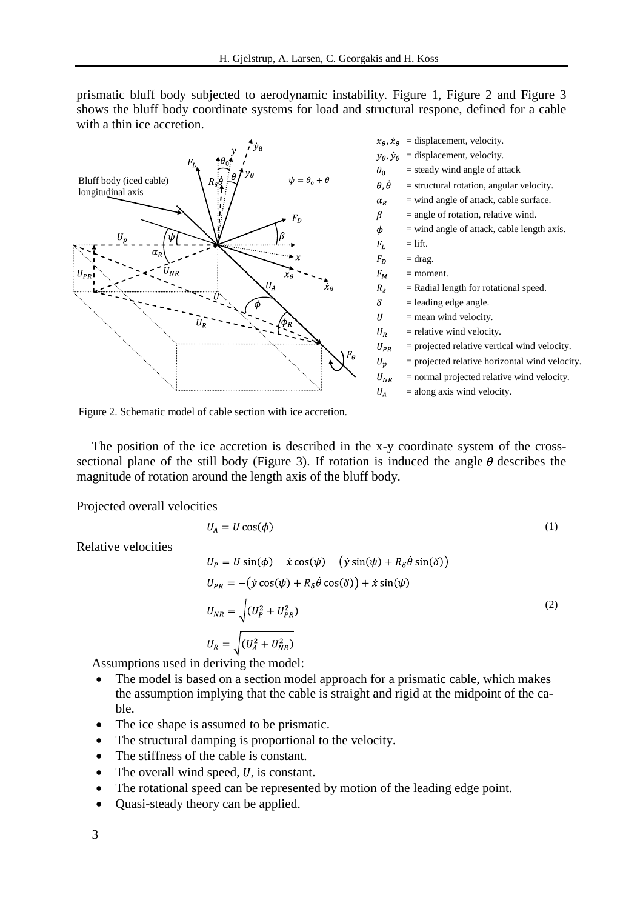prismatic bluff body subjected to aerodynamic instability. Figure 1, Figure 2 and Figure 3 shows the bluff body coordinate systems for load and structural respone, defined for a cable with a thin ice accretion.

Bluff body (iced cable) longitudinal axis

$\psi = \theta_o + \theta$

$x_\theta, \dot{x}_\theta$ = displacement, velocity.
$y_\theta, \dot{y}_\theta$ = displacement, velocity.
$\theta_0$ = steady wind angle of attack
$\theta, \dot{\theta}$ = structural rotation, angular velocity.
$\alpha_R$ = wind angle of attack, cable surface.
$\beta$ = angle of rotation, relative wind.
$\phi$ = wind angle of attack, cable length axis.
$F_L$ = lift.
$F_D$ = drag.
$F_M$ = moment.
$R_\delta$ = Radial length for rotational speed.
$\delta$ = leading edge angle.
$U$ = mean wind velocity.
$U_R$ = relative wind velocity.
$U_{PR}$ = projected relative vertical wind velocity.
$U_p$ = projected relative horizontal wind velocity.
$U_{NR}$ = normal projected relative wind velocity.
$U_A$ = along axis wind velocity.

Figure 2. Schematic model of cable section with ice accretion.

The position of the ice accretion is described in the x-y coordinate system of the cross-sectional plane of the still body (Figure 3). If rotation is induced the angle $\theta$ describes the magnitude of rotation around the length axis of the bluff body.

Projected overall velocities

$$U_A = U\cos(\phi) \tag{1}$$

Relative velocities

$$\begin{aligned}
U_P &= U\sin(\phi) - \dot{x}\cos(\psi) - \left(\dot{y}\sin(\psi) + R_\delta\dot{\theta}\sin(\delta)\right) \\
U_{PR} &= -\left(\dot{y}\cos(\psi) + R_\delta\dot{\theta}\cos(\delta)\right) + \dot{x}\sin(\psi) \\
U_{NR} &= \sqrt{(U_P^2 + U_{PR}^2)} \\
U_R &= \sqrt{(U_A^2 + U_{NR}^2)}
\end{aligned} \tag{2}$$

Assumptions used in deriving the model:

- The model is based on a section model approach for a prismatic cable, which makes the assumption implying that the cable is straight and rigid at the midpoint of the cable.
- The ice shape is assumed to be prismatic.
- The structural damping is proportional to the velocity.
- The stiffness of the cable is constant.
- The overall wind speed, $U$, is constant.
- The rotational speed can be represented by motion of the leading edge point.
- Quasi-steady theory can be applied.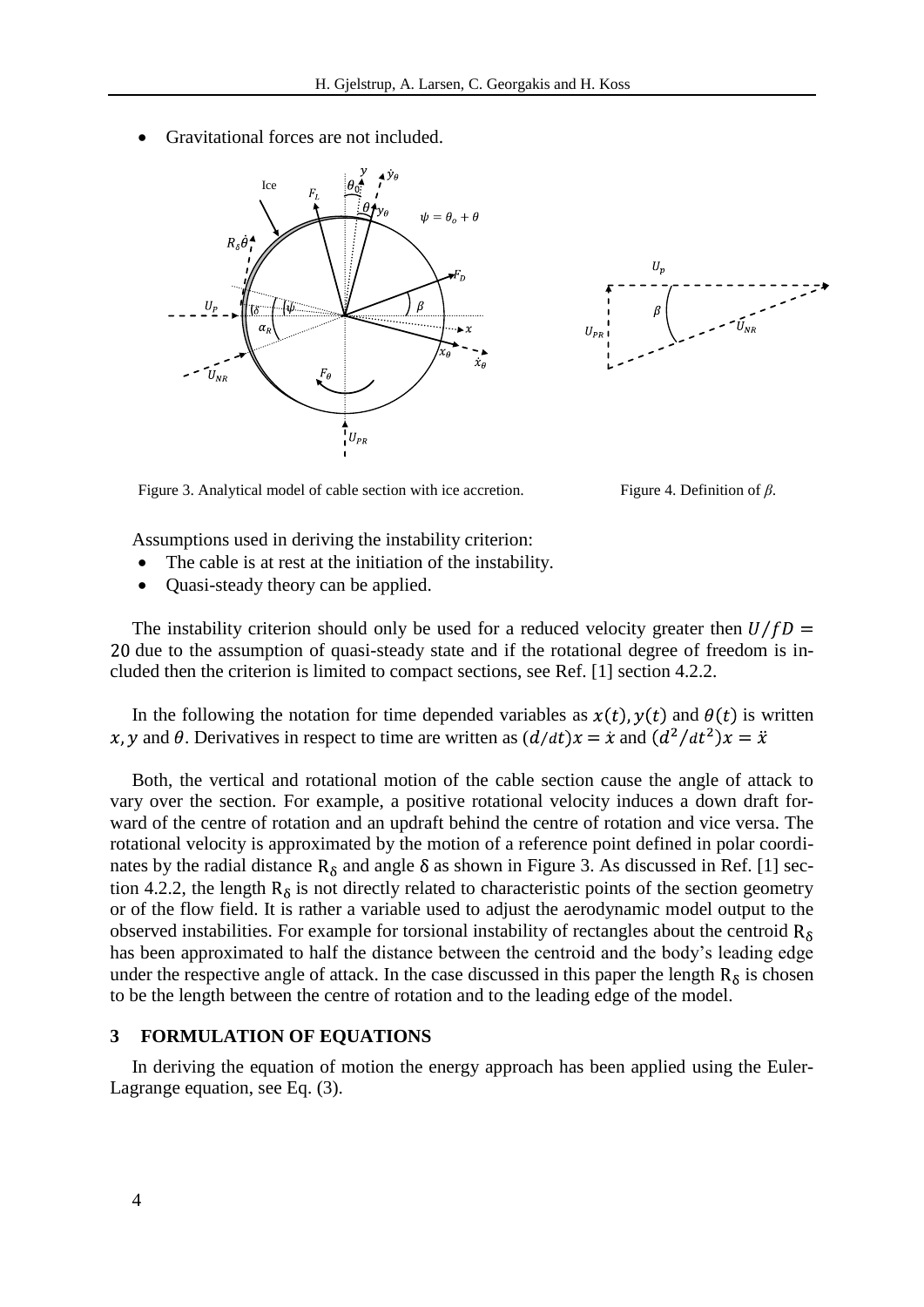- Gravitational forces are not included.

Ice

$F_L$

$\theta_0$

$y$

$\dot{y}_\theta$

$\theta$

$y_\theta$

$\psi = \theta_o + \theta$

$R_\delta \dot{\theta}$

$F_D$

$U_P$

$\delta$

$\psi$

$\beta$

$\alpha_R$

$x$

$x_\theta$

$\dot{x}_\theta$

$U_{NR}$

$F_\theta$

$U_{PR}$

$U_p$

$\beta$

$U_{PR}$

$U_{NR}$

Figure 3. Analytical model of cable section with ice accretion.

Figure 4. Definition of *β*.

Assumptions used in deriving the instability criterion:

- The cable is at rest at the initiation of the instability.
- Quasi-steady theory can be applied.

The instability criterion should only be used for a reduced velocity greater then $U/fD = 20$ due to the assumption of quasi-steady state and if the rotational degree of freedom is included then the criterion is limited to compact sections, see Ref. [1] section 4.2.2.

In the following the notation for time depended variables as $x(t), y(t)$ and $\theta(t)$ is written $x, y$ and $\theta$. Derivatives in respect to time are written as $(d/dt)x = \dot{x}$ and $(d^2/dt^2)x = \ddot{x}$

Both, the vertical and rotational motion of the cable section cause the angle of attack to vary over the section. For example, a positive rotational velocity induces a down draft forward of the centre of rotation and an updraft behind the centre of rotation and vice versa. The rotational velocity is approximated by the motion of a reference point defined in polar coordinates by the radial distance $R_\delta$ and angle $\delta$ as shown in Figure 3. As discussed in Ref. [1] section 4.2.2, the length $R_\delta$ is not directly related to characteristic points of the section geometry or of the flow field. It is rather a variable used to adjust the aerodynamic model output to the observed instabilities. For example for torsional instability of rectangles about the centroid $R_\delta$ has been approximated to half the distance between the centroid and the body's leading edge under the respective angle of attack. In the case discussed in this paper the length $R_\delta$ is chosen to be the length between the centre of rotation and to the leading edge of the model.

## 3 FORMULATION OF EQUATIONS

In deriving the equation of motion the energy approach has been applied using the Euler-Lagrange equation, see Eq. (3).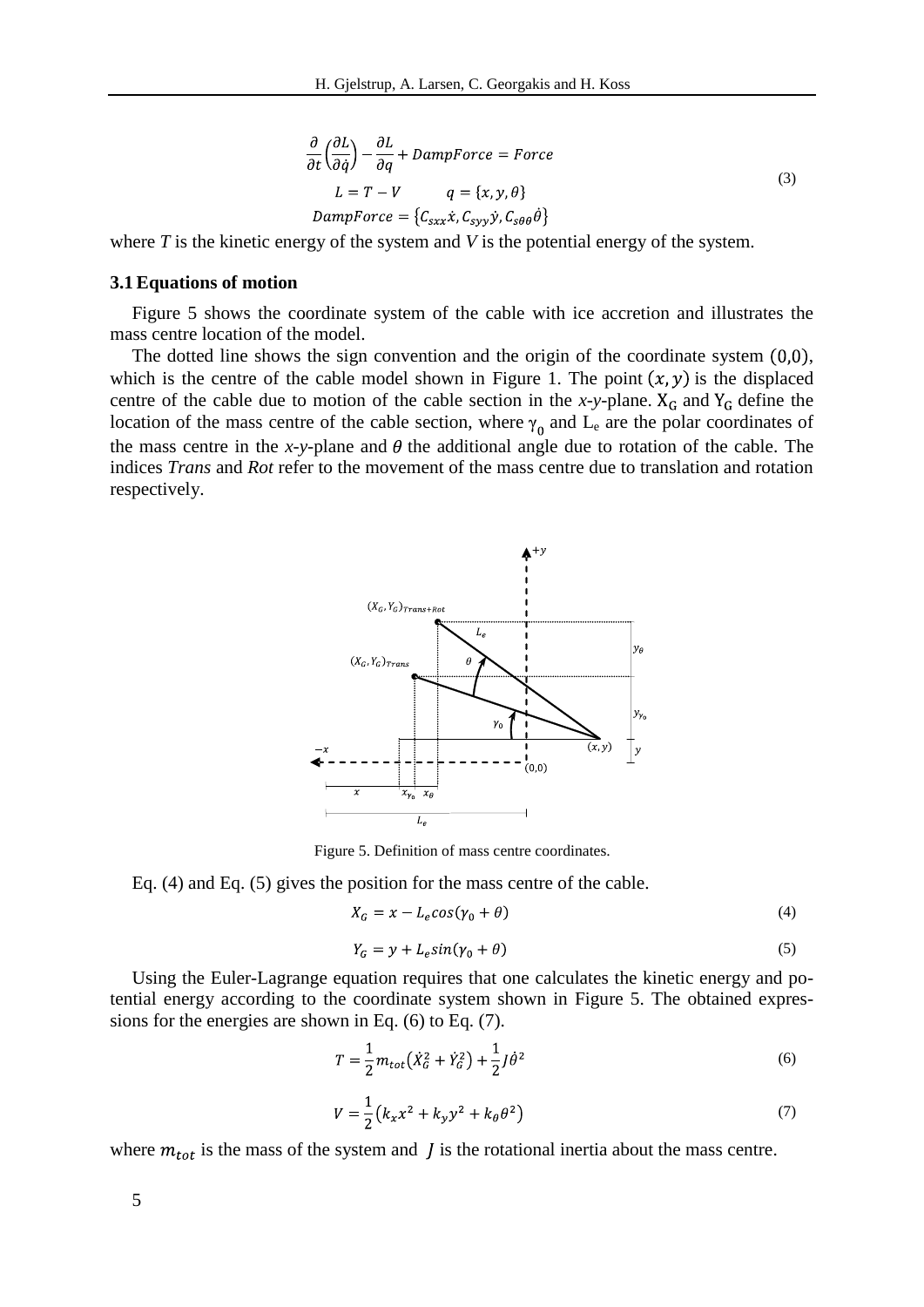$$\frac{\partial}{\partial t}\left(\frac{\partial L}{\partial \dot{q}}\right) - \frac{\partial L}{\partial q} + DampForce = Force$$
$$L = T - V \qquad q = \{x, y, \theta\} \tag{3}$$
$$DampForce = \{C_{sxx}\dot{x}, C_{syy}\dot{y}, C_{s\theta\theta}\dot{\theta}\}$$

where *T* is the kinetic energy of the system and *V* is the potential energy of the system.

### 3.1 Equations of motion

Figure 5 shows the coordinate system of the cable with ice accretion and illustrates the mass centre location of the model.

The dotted line shows the sign convention and the origin of the coordinate system $(0,0)$, which is the centre of the cable model shown in Figure 1. The point $(x, y)$ is the displaced centre of the cable due to motion of the cable section in the *x*-*y*-plane. $X_G$ and $Y_G$ define the location of the mass centre of the cable section, where $\gamma_0$ and $L_e$ are the polar coordinates of the mass centre in the *x*-*y*-plane and $\theta$ the additional angle due to rotation of the cable. The indices *Trans* and *Rot* refer to the movement of the mass centre due to translation and rotation respectively.

+y
$(X_G, Y_G)_{Trans+Rot}$
$L_e$
$y_\theta$
$(X_G, Y_G)_{Trans}$
$\theta$
$y_{\gamma_0}$
$\gamma_0$
$-x$
$(x, y)$
$y$
$(0,0)$
$x$
$x_{\gamma_0}$
$x_\theta$
$L_e$

Figure 5. Definition of mass centre coordinates.

Eq. (4) and Eq. (5) gives the position for the mass centre of the cable.

$$X_G = x - L_e cos(\gamma_0 + \theta) \tag{4}$$

$$Y_G = y + L_e sin(\gamma_0 + \theta) \tag{5}$$

Using the Euler-Lagrange equation requires that one calculates the kinetic energy and potential energy according to the coordinate system shown in Figure 5. The obtained expressions for the energies are shown in Eq. (6) to Eq. (7).

$$T = \frac{1}{2} m_{tot}\left(\dot{X}_G^2 + \dot{Y}_G^2\right) + \frac{1}{2} J\dot{\theta}^2 \tag{6}$$

$$V = \frac{1}{2}\left(k_x x^2 + k_y y^2 + k_\theta \theta^2\right) \tag{7}$$

where $m_{tot}$ is the mass of the system and $J$ is the rotational inertia about the mass centre.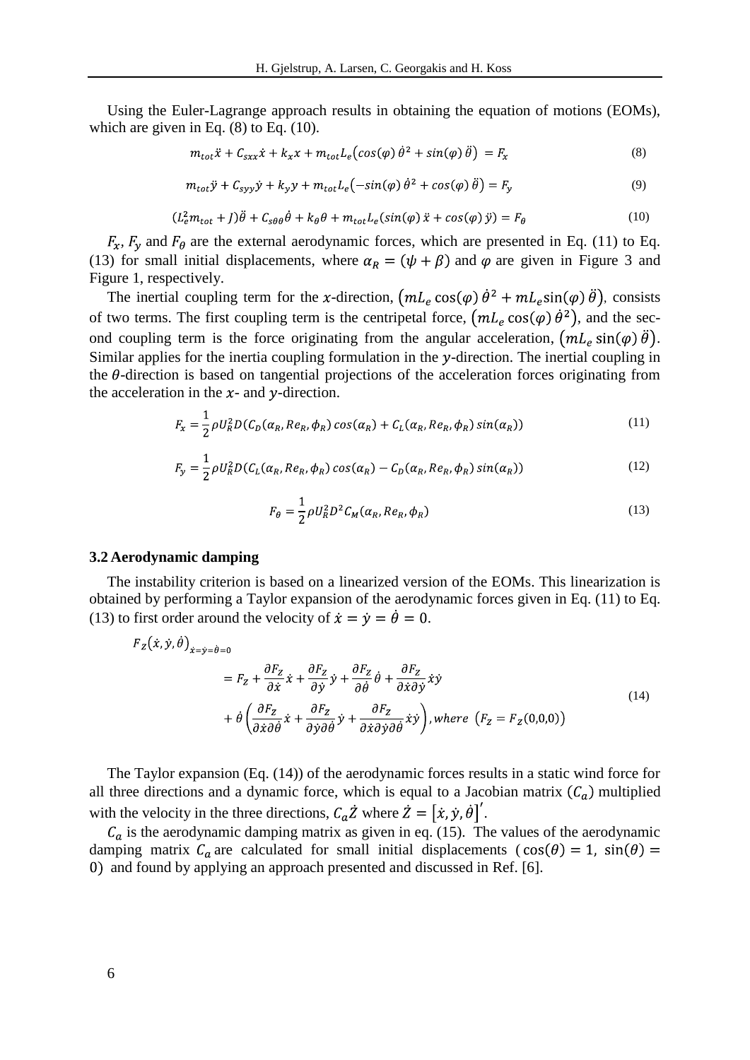Using the Euler-Lagrange approach results in obtaining the equation of motions (EOMs), which are given in Eq. (8) to Eq. (10).

$$m_{tot}\ddot{x} + C_{sxx}\dot{x} + k_x x + m_{tot}L_e\left(cos(\varphi)\,\dot{\theta}^2 + sin(\varphi)\,\ddot{\theta}\right) = F_x \tag{8}$$

$$m_{tot}\ddot{y} + C_{syy}\dot{y} + k_y y + m_{tot}L_e\left(-sin(\varphi)\,\dot{\theta}^2 + cos(\varphi)\,\ddot{\theta}\right) = F_y \tag{9}$$

$$(L_e^2 m_{tot} + J)\ddot{\theta} + C_{s\theta\theta}\dot{\theta} + k_\theta \theta + m_{tot}L_e(sin(\varphi)\,\ddot{x} + cos(\varphi)\,\ddot{y}) = F_\theta \tag{10}$$

$F_x$, $F_y$ and $F_\theta$ are the external aerodynamic forces, which are presented in Eq. (11) to Eq. (13) for small initial displacements, where $\alpha_R = (\psi + \beta)$ and $\varphi$ are given in Figure 3 and Figure 1, respectively.

The inertial coupling term for the $x$-direction, $\left(mL_e\cos(\varphi)\,\dot{\theta}^2 + mL_e\sin(\varphi)\,\ddot{\theta}\right)$, consists of two terms. The first coupling term is the centripetal force, $\left(mL_e\cos(\varphi)\,\dot{\theta}^2\right)$, and the second coupling term is the force originating from the angular acceleration, $\left(mL_e\sin(\varphi)\,\ddot{\theta}\right)$. Similar applies for the inertia coupling formulation in the $y$-direction. The inertial coupling in the $\theta$-direction is based on tangential projections of the acceleration forces originating from the acceleration in the $x$- and $y$-direction.

$$F_x = \frac{1}{2}\rho U_R^2 D(C_D(\alpha_R, Re_R, \phi_R)\cos(\alpha_R) + C_L(\alpha_R, Re_R, \phi_R)\sin(\alpha_R)) \tag{11}$$

$$F_y = \frac{1}{2}\rho U_R^2 D(C_L(\alpha_R, Re_R, \phi_R)\cos(\alpha_R) - C_D(\alpha_R, Re_R, \phi_R)\sin(\alpha_R)) \tag{12}$$

$$F_\theta = \frac{1}{2}\rho U_R^2 D^2 C_M(\alpha_R, Re_R, \phi_R) \tag{13}$$

### 3.2 Aerodynamic damping

The instability criterion is based on a linearized version of the EOMs. This linearization is obtained by performing a Taylor expansion of the aerodynamic forces given in Eq. (11) to Eq. (13) to first order around the velocity of $\dot{x} = \dot{y} = \dot{\theta} = 0$.

$$\begin{aligned} F_Z\left(\dot{x}, \dot{y}, \dot{\theta}\right)_{\dot{x}=\dot{y}=\dot{\theta}=0} &= F_Z + \frac{\partial F_Z}{\partial \dot{x}}\dot{x} + \frac{\partial F_Z}{\partial \dot{y}}\dot{y} + \frac{\partial F_Z}{\partial \dot{\theta}}\dot{\theta} + \frac{\partial F_Z}{\partial \dot{x}\partial \dot{y}}\dot{x}\dot{y} \\ &+ \dot{\theta}\left(\frac{\partial F_Z}{\partial \dot{x}\partial \dot{\theta}}\dot{x} + \frac{\partial F_Z}{\partial \dot{y}\partial \dot{\theta}}\dot{y} + \frac{\partial F_Z}{\partial \dot{x}\partial \dot{y}\partial \dot{\theta}}\dot{x}\dot{y}\right), where\ \left(F_Z = F_Z(0,0,0)\right) \end{aligned} \tag{14}$$

The Taylor expansion (Eq. (14)) of the aerodynamic forces results in a static wind force for all three directions and a dynamic force, which is equal to a Jacobian matrix $(C_a)$ multiplied with the velocity in the three directions, $C_a\dot{Z}$ where $\dot{Z} = \left[\dot{x}, \dot{y}, \dot{\theta}\right]'$.

$C_a$ is the aerodynamic damping matrix as given in eq. (15). The values of the aerodynamic damping matrix $C_a$ are calculated for small initial displacements ($\cos(\theta) = 1,\ \sin(\theta) = 0$) and found by applying an approach presented and discussed in Ref. [6].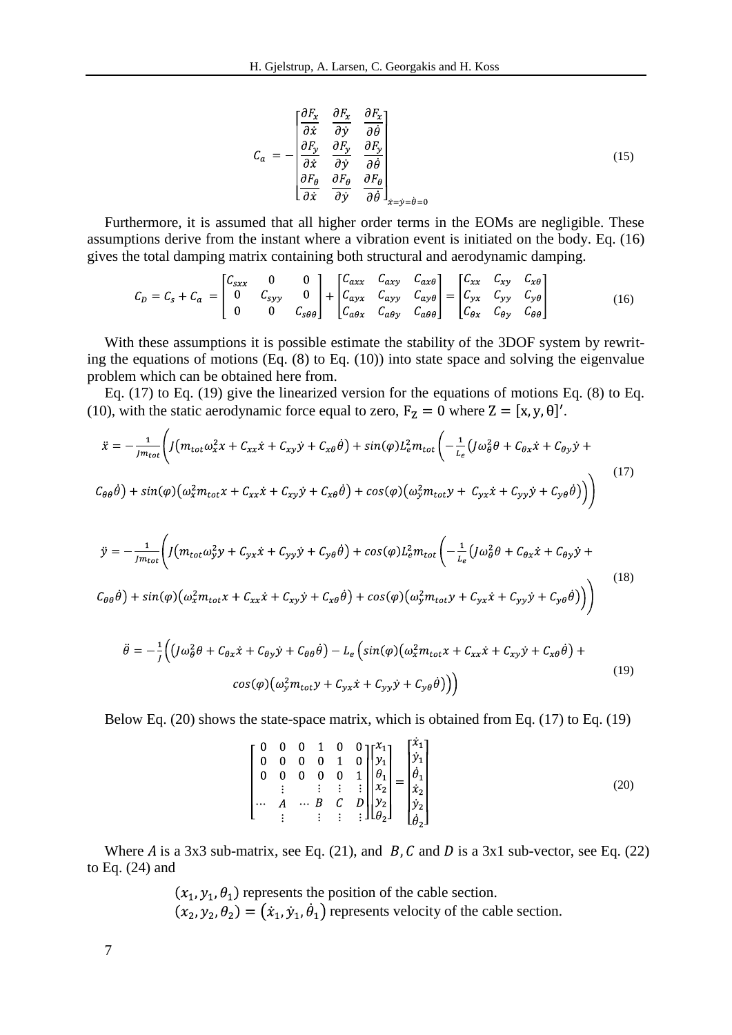$$C_a = -\begin{bmatrix} \frac{\partial F_x}{\partial \dot{x}} & \frac{\partial F_x}{\partial \dot{y}} & \frac{\partial F_x}{\partial \dot{\theta}} \\ \frac{\partial F_y}{\partial \dot{x}} & \frac{\partial F_y}{\partial \dot{y}} & \frac{\partial F_y}{\partial \dot{\theta}} \\ \frac{\partial F_\theta}{\partial \dot{x}} & \frac{\partial F_\theta}{\partial \dot{y}} & \frac{\partial F_\theta}{\partial \dot{\theta}} \end{bmatrix}_{\dot{x}=\dot{y}=\dot{\theta}=0} \tag{15}$$

Furthermore, it is assumed that all higher order terms in the EOMs are negligible. These assumptions derive from the instant where a vibration event is initiated on the body. Eq. (16) gives the total damping matrix containing both structural and aerodynamic damping.

$$C_D = C_s + C_a = \begin{bmatrix} C_{sxx} & 0 & 0 \\ 0 & C_{syy} & 0 \\ 0 & 0 & C_{s\theta\theta} \end{bmatrix} + \begin{bmatrix} C_{axx} & C_{axy} & C_{ax\theta} \\ C_{ayx} & C_{ayy} & C_{ay\theta} \\ C_{a\theta x} & C_{a\theta y} & C_{a\theta\theta} \end{bmatrix} = \begin{bmatrix} C_{xx} & C_{xy} & C_{x\theta} \\ C_{yx} & C_{yy} & C_{y\theta} \\ C_{\theta x} & C_{\theta y} & C_{\theta\theta} \end{bmatrix} \tag{16}$$

With these assumptions it is possible estimate the stability of the 3DOF system by rewriting the equations of motions (Eq. (8) to Eq. (10)) into state space and solving the eigenvalue problem which can be obtained here from.

Eq. (17) to Eq. (19) give the linearized version for the equations of motions Eq. (8) to Eq. (10), with the static aerodynamic force equal to zero, $F_Z = 0$ where $Z = [x, y, \theta]'$.

$$\ddot{x} = -\frac{1}{Jm_{tot}}\Bigg(J\big(m_{tot}\omega_x^2 x + C_{xx}\dot{x} + C_{xy}\dot{y} + C_{x\theta}\dot{\theta}\big) + sin(\varphi)L_e^2 m_{tot}\bigg(-\frac{1}{L_e}\big(J\omega_\theta^2\theta + C_{\theta x}\dot{x} + C_{\theta y}\dot{y} + C_{\theta\theta}\dot{\theta}\big) + sin(\varphi)\big(\omega_x^2 m_{tot}x + C_{xx}\dot{x} + C_{xy}\dot{y} + C_{x\theta}\dot{\theta}\big) + cos(\varphi)\big(\omega_y^2 m_{tot}y + C_{yx}\dot{x} + C_{yy}\dot{y} + C_{y\theta}\dot{\theta}\big)\bigg)\Bigg) \tag{17}$$

$$\ddot{y} = -\frac{1}{Jm_{tot}}\Bigg(J\big(m_{tot}\omega_y^2 y + C_{yx}\dot{x} + C_{yy}\dot{y} + C_{y\theta}\dot{\theta}\big) + cos(\varphi)L_e^2 m_{tot}\bigg(-\frac{1}{L_e}\big(J\omega_\theta^2\theta + C_{\theta x}\dot{x} + C_{\theta y}\dot{y} + C_{\theta\theta}\dot{\theta}\big) + sin(\varphi)\big(\omega_x^2 m_{tot}x + C_{xx}\dot{x} + C_{xy}\dot{y} + C_{x\theta}\dot{\theta}\big) + cos(\varphi)\big(\omega_y^2 m_{tot}y + C_{yx}\dot{x} + C_{yy}\dot{y} + C_{y\theta}\dot{\theta}\big)\bigg)\Bigg) \tag{18}$$

$$\ddot{\theta} = -\frac{1}{J}\Bigg(\big(J\omega_\theta^2\theta + C_{\theta x}\dot{x} + C_{\theta y}\dot{y} + C_{\theta\theta}\dot{\theta}\big) - L_e\Big(sin(\varphi)\big(\omega_x^2 m_{tot}x + C_{xx}\dot{x} + C_{xy}\dot{y} + C_{x\theta}\dot{\theta}\big) + cos(\varphi)\big(\omega_y^2 m_{tot}y + C_{yx}\dot{x} + C_{yy}\dot{y} + C_{y\theta}\dot{\theta}\big)\Big)\Bigg) \tag{19}$$

Below Eq. (20) shows the state-space matrix, which is obtained from Eq. (17) to Eq. (19)

$$\begin{bmatrix} 0 & 0 & 0 & 1 & 0 & 0 \\ 0 & 0 & 0 & 0 & 1 & 0 \\ 0 & 0 & 0 & 0 & 0 & 1 \\ & \vdots & & \vdots & \vdots & \vdots \\ \cdots & A & \cdots & B & C & D \\ & \vdots & & \vdots & \vdots & \vdots \end{bmatrix} \begin{bmatrix} x_1 \\ y_1 \\ \theta_1 \\ x_2 \\ y_2 \\ \theta_2 \end{bmatrix} = \begin{bmatrix} \dot{x}_1 \\ \dot{y}_1 \\ \dot{\theta}_1 \\ \dot{x}_2 \\ \dot{y}_2 \\ \dot{\theta}_2 \end{bmatrix} \tag{20}$$

Where $A$ is a 3x3 sub-matrix, see Eq. (21), and $B, C$ and $D$ is a 3x1 sub-vector, see Eq. (22) to Eq. (24) and

$(x_1, y_1, \theta_1)$ represents the position of the cable section.
$(x_2, y_2, \theta_2) = (\dot{x}_1, \dot{y}_1, \dot{\theta}_1)$ represents velocity of the cable section.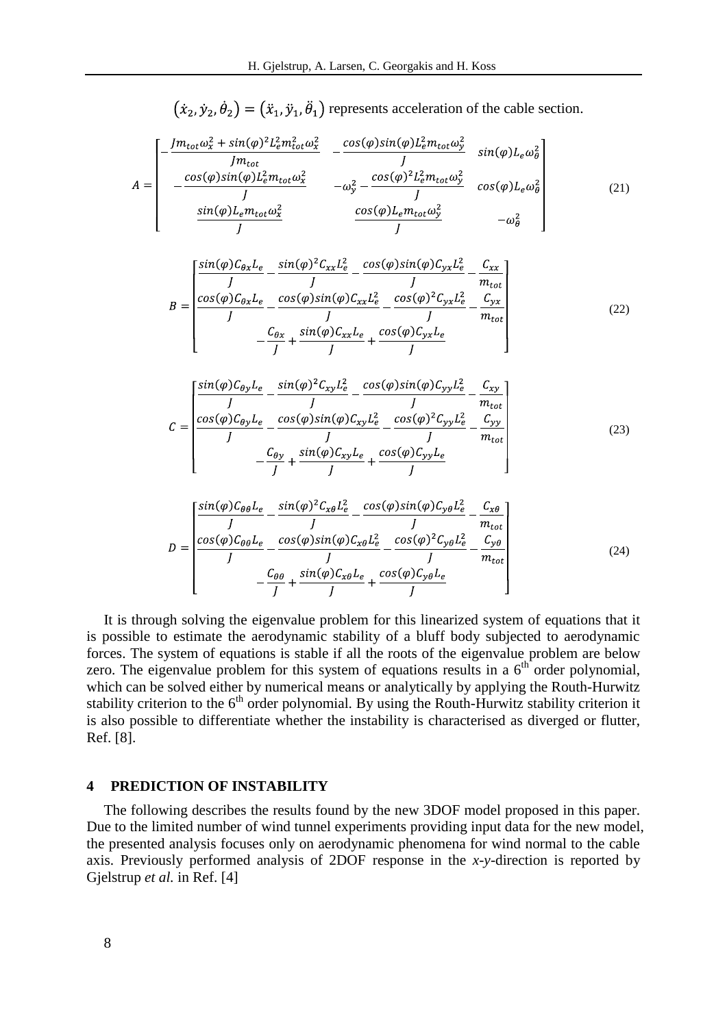$(\dot{x}_2, \dot{y}_2, \dot{\theta}_2) = (\ddot{x}_1, \ddot{y}_1, \ddot{\theta}_1)$ represents acceleration of the cable section.

$$A = \begin{bmatrix} -\frac{Jm_{tot}\omega_x^2 + \sin(\varphi)^2 L_e^2 m_{tot}^2 \omega_x^2}{Jm_{tot}} & -\frac{\cos(\varphi)\sin(\varphi) L_e^2 m_{tot}\omega_y^2}{J} & \sin(\varphi) L_e \omega_\theta^2 \\ -\frac{\cos(\varphi)\sin(\varphi) L_e^2 m_{tot}\omega_x^2}{J} & -\omega_y^2 - \frac{\cos(\varphi)^2 L_e^2 m_{tot}\omega_y^2}{J} & \cos(\varphi) L_e \omega_\theta^2 \\ \frac{\sin(\varphi) L_e m_{tot}\omega_x^2}{J} & \frac{\cos(\varphi) L_e m_{tot}\omega_y^2}{J} & -\omega_\theta^2 \end{bmatrix} \tag{21}$$

$$B = \begin{bmatrix} \frac{\sin(\varphi) C_{\theta x} L_e}{J} - \frac{\sin(\varphi)^2 C_{xx} L_e^2}{J} - \frac{\cos(\varphi)\sin(\varphi) C_{yx} L_e^2}{J} - \frac{C_{xx}}{m_{tot}} \\ \frac{\cos(\varphi) C_{\theta x} L_e}{J} - \frac{\cos(\varphi)\sin(\varphi) C_{xx} L_e^2}{J} - \frac{\cos(\varphi)^2 C_{yx} L_e^2}{J} - \frac{C_{yx}}{m_{tot}} \\ -\frac{C_{\theta x}}{J} + \frac{\sin(\varphi) C_{xx} L_e}{J} + \frac{\cos(\varphi) C_{yx} L_e}{J} \end{bmatrix} \tag{22}$$

$$C = \begin{bmatrix} \frac{\sin(\varphi) C_{\theta y} L_e}{J} - \frac{\sin(\varphi)^2 C_{xy} L_e^2}{J} - \frac{\cos(\varphi)\sin(\varphi) C_{yy} L_e^2}{J} - \frac{C_{xy}}{m_{tot}} \\ \frac{\cos(\varphi) C_{\theta y} L_e}{J} - \frac{\cos(\varphi)\sin(\varphi) C_{xy} L_e^2}{J} - \frac{\cos(\varphi)^2 C_{yy} L_e^2}{J} - \frac{C_{yy}}{m_{tot}} \\ -\frac{C_{\theta y}}{J} + \frac{\sin(\varphi) C_{xy} L_e}{J} + \frac{\cos(\varphi) C_{yy} L_e}{J} \end{bmatrix} \tag{23}$$

$$D = \begin{bmatrix} \frac{\sin(\varphi) C_{\theta\theta} L_e}{J} - \frac{\sin(\varphi)^2 C_{x\theta} L_e^2}{J} - \frac{\cos(\varphi)\sin(\varphi) C_{y\theta} L_e^2}{J} - \frac{C_{x\theta}}{m_{tot}} \\ \frac{\cos(\varphi) C_{\theta\theta} L_e}{J} - \frac{\cos(\varphi)\sin(\varphi) C_{x\theta} L_e^2}{J} - \frac{\cos(\varphi)^2 C_{y\theta} L_e^2}{J} - \frac{C_{y\theta}}{m_{tot}} \\ -\frac{C_{\theta\theta}}{J} + \frac{\sin(\varphi) C_{x\theta} L_e}{J} + \frac{\cos(\varphi) C_{y\theta} L_e}{J} \end{bmatrix} \tag{24}$$

It is through solving the eigenvalue problem for this linearized system of equations that it is possible to estimate the aerodynamic stability of a bluff body subjected to aerodynamic forces. The system of equations is stable if all the roots of the eigenvalue problem are below zero. The eigenvalue problem for this system of equations results in a 6th order polynomial, which can be solved either by numerical means or analytically by applying the Routh-Hurwitz stability criterion to the 6th order polynomial. By using the Routh-Hurwitz stability criterion it is also possible to differentiate whether the instability is characterised as diverged or flutter, Ref. [8].

## 4 PREDICTION OF INSTABILITY

The following describes the results found by the new 3DOF model proposed in this paper. Due to the limited number of wind tunnel experiments providing input data for the new model, the presented analysis focuses only on aerodynamic phenomena for wind normal to the cable axis. Previously performed analysis of 2DOF response in the *x*-*y*-direction is reported by Gjelstrup *et al.* in Ref. [4]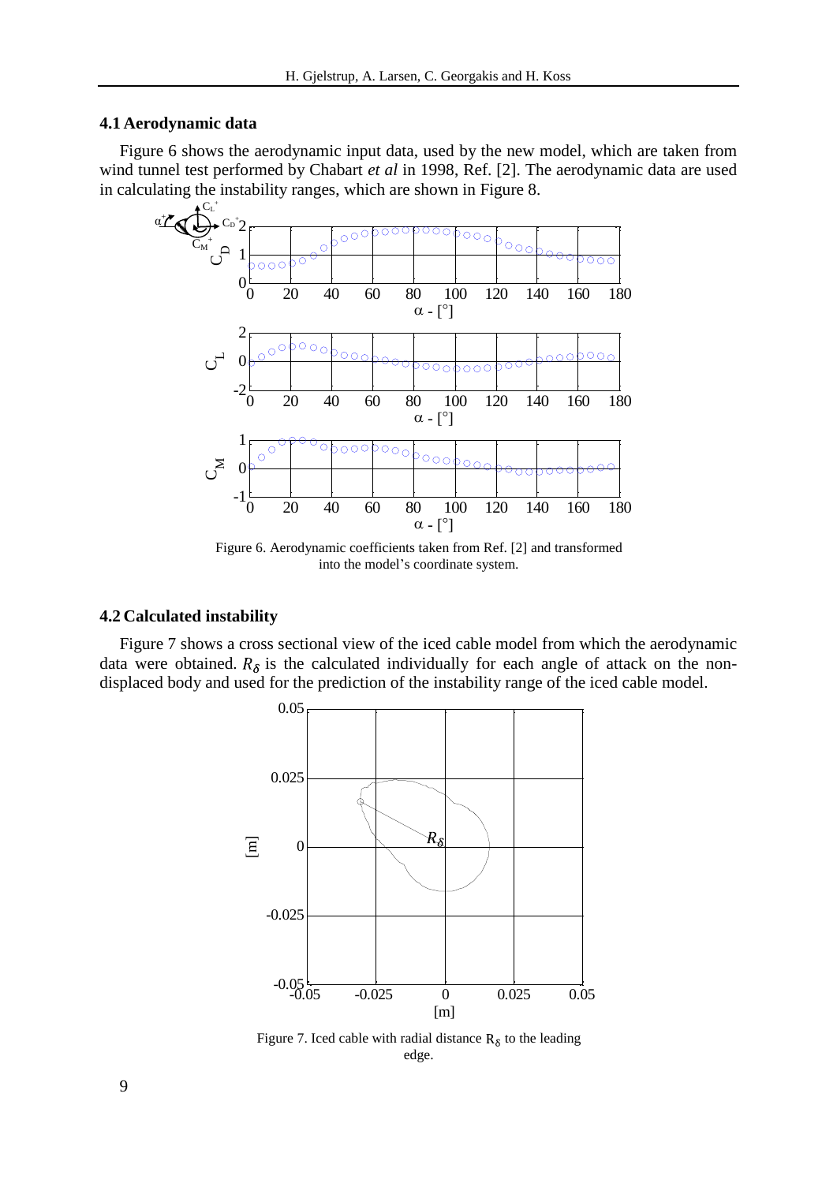### 4.1 Aerodynamic data

Figure 6 shows the aerodynamic input data, used by the new model, which are taken from wind tunnel test performed by Chabart *et al* in 1998, Ref. [2]. The aerodynamic data are used in calculating the instability ranges, which are shown in Figure 8.

$C_L^+$
$\alpha^+$
$C_D^+$
$C_M^+$

$C_D$
2
1
0
0 20 40 60 80 100 120 140 160 180
$\alpha$ - [°]

$C_L$
2
0
-2
0 20 40 60 80 100 120 140 160 180
$\alpha$ - [°]

$C_M$
1
0
-1
0 20 40 60 80 100 120 140 160 180
$\alpha$ - [°]

Figure 6. Aerodynamic coefficients taken from Ref. [2] and transformed into the model's coordinate system.

### 4.2 Calculated instability

Figure 7 shows a cross sectional view of the iced cable model from which the aerodynamic data were obtained. $R_\delta$ is the calculated individually for each angle of attack on the non-displaced body and used for the prediction of the instability range of the iced cable model.

0.05
0.025
0
-0.025
-0.05
[m]
$R_\delta$
-0.05 -0.025 0 0.025 0.05
[m]

Figure 7. Iced cable with radial distance $R_\delta$ to the leading edge.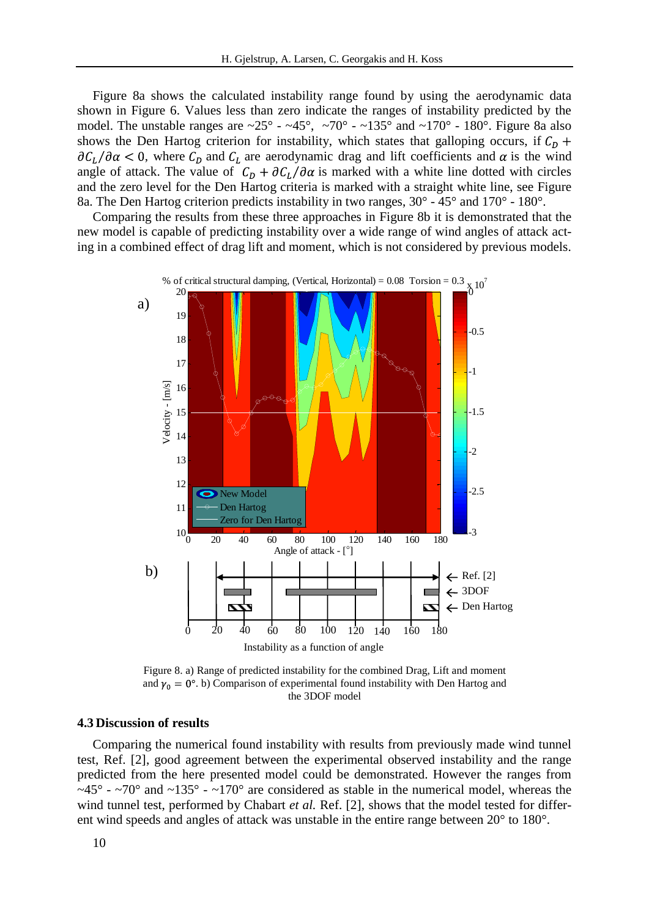Figure 8a shows the calculated instability range found by using the aerodynamic data shown in Figure 6. Values less than zero indicate the ranges of instability predicted by the model. The unstable ranges are ~25° - ~45°, ~70° - ~135° and ~170° - 180°. Figure 8a also shows the Den Hartog criterion for instability, which states that galloping occurs, if $C_D + \partial C_L/\partial\alpha < 0$, where $C_D$ and $C_L$ are aerodynamic drag and lift coefficients and $\alpha$ is the wind angle of attack. The value of $C_D + \partial C_L/\partial\alpha$ is marked with a white line dotted with circles and the zero level for the Den Hartog criteria is marked with a straight white line, see Figure 8a. The Den Hartog criterion predicts instability in two ranges, 30° - 45° and 170° - 180°.

Comparing the results from these three approaches in Figure 8b it is demonstrated that the new model is capable of predicting instability over a wide range of wind angles of attack acting in a combined effect of drag lift and moment, which is not considered by previous models.

a)

% of critical structural damping, (Vertical, Horizontal) = 0.08 Torsion = 0.3

x 10^7

0
-0.5
-1
-1.5
-2
-2.5
-3

Velocity - [m/s]

20
19
18
17
16
15
14
13
12
11
10

New Model
Den Hartog
Zero for Den Hartog

0 20 40 60 80 100 120 140 160 180

Angle of attack - [°]

b)

← Ref. [2]
← 3DOF
← Den Hartog

0 20 40 60 80 100 120 140 160 180

Instability as a function of angle

Figure 8. a) Range of predicted instability for the combined Drag, Lift and moment and $\gamma_0 = 0°$. b) Comparison of experimental found instability with Den Hartog and the 3DOF model

## 4.3 Discussion of results

Comparing the numerical found instability with results from previously made wind tunnel test, Ref. [2], good agreement between the experimental observed instability and the range predicted from the here presented model could be demonstrated. However the ranges from ~45° - ~70° and ~135° - ~170° are considered as stable in the numerical model, whereas the wind tunnel test, performed by Chabart *et al.* Ref. [2], shows that the model tested for different wind speeds and angles of attack was unstable in the entire range between 20° to 180°.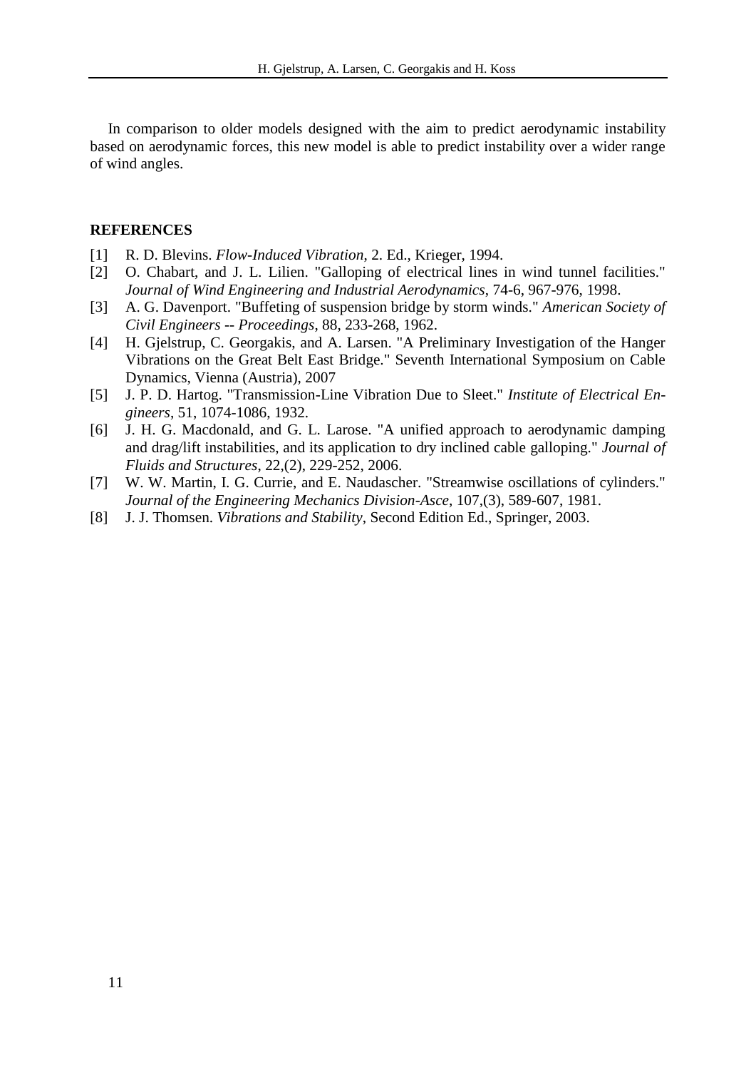In comparison to older models designed with the aim to predict aerodynamic instability based on aerodynamic forces, this new model is able to predict instability over a wider range of wind angles.

## REFERENCES

[1] R. D. Blevins. *Flow-Induced Vibration*, 2. Ed., Krieger, 1994.

[2] O. Chabart, and J. L. Lilien. "Galloping of electrical lines in wind tunnel facilities." *Journal of Wind Engineering and Industrial Aerodynamics*, 74-6, 967-976, 1998.

[3] A. G. Davenport. "Buffeting of suspension bridge by storm winds." *American Society of Civil Engineers -- Proceedings*, 88, 233-268, 1962.

[4] H. Gjelstrup, C. Georgakis, and A. Larsen. "A Preliminary Investigation of the Hanger Vibrations on the Great Belt East Bridge." Seventh International Symposium on Cable Dynamics, Vienna (Austria), 2007

[5] J. P. D. Hartog. "Transmission-Line Vibration Due to Sleet." *Institute of Electrical Engineers*, 51, 1074-1086, 1932.

[6] J. H. G. Macdonald, and G. L. Larose. "A unified approach to aerodynamic damping and drag/lift instabilities, and its application to dry inclined cable galloping." *Journal of Fluids and Structures*, 22,(2), 229-252, 2006.

[7] W. W. Martin, I. G. Currie, and E. Naudascher. "Streamwise oscillations of cylinders." *Journal of the Engineering Mechanics Division-Asce*, 107,(3), 589-607, 1981.

[8] J. J. Thomsen. *Vibrations and Stability*, Second Edition Ed., Springer, 2003.